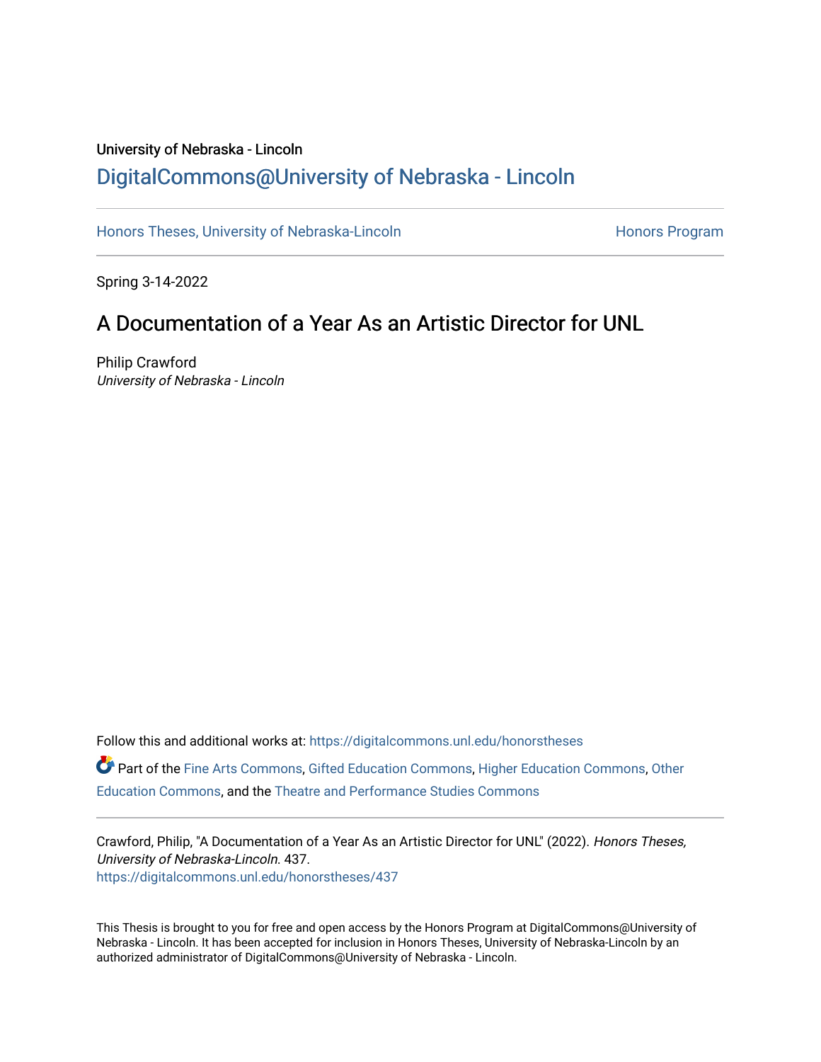University of Nebraska - Lincoln

## DigitalCommons@University of Nebraska - Lincoln

Honors Theses, University of Nebraska-Lincoln | Honors Program

Spring 3-14-2022

# A Documentation of a Year As an Artistic Director for UNL

Philip Crawford
*University of Nebraska - Lincoln*

Follow this and additional works at: https://digitalcommons.unl.edu/honorstheses

Part of the Fine Arts Commons, Gifted Education Commons, Higher Education Commons, Other Education Commons, and the Theatre and Performance Studies Commons

Crawford, Philip, "A Documentation of a Year As an Artistic Director for UNL" (2022). *Honors Theses, University of Nebraska-Lincoln.* 437.
https://digitalcommons.unl.edu/honorstheses/437

This Thesis is brought to you for free and open access by the Honors Program at DigitalCommons@University of Nebraska - Lincoln. It has been accepted for inclusion in Honors Theses, University of Nebraska-Lincoln by an authorized administrator of DigitalCommons@University of Nebraska - Lincoln.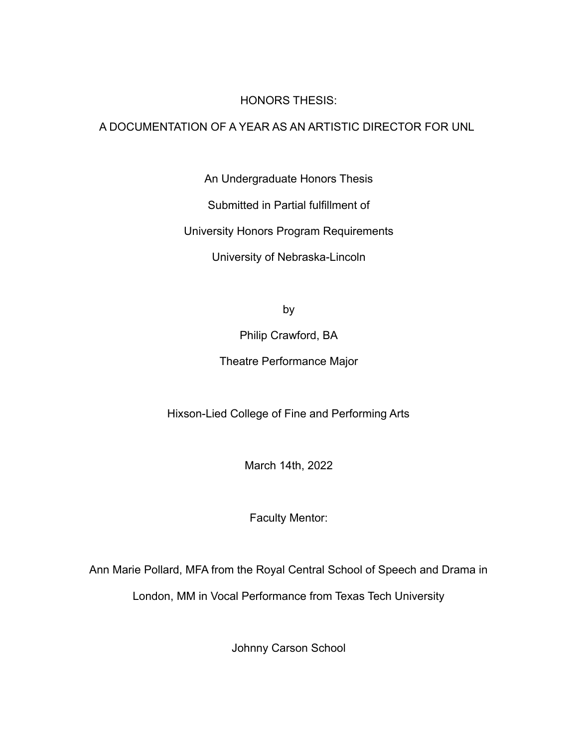# HONORS THESIS:

## A DOCUMENTATION OF A YEAR AS AN ARTISTIC DIRECTOR FOR UNL

An Undergraduate Honors Thesis

Submitted in Partial fulfillment of

University Honors Program Requirements

University of Nebraska-Lincoln

by

Philip Crawford, BA

Theatre Performance Major

Hixson-Lied College of Fine and Performing Arts

March 14th, 2022

Faculty Mentor:

Ann Marie Pollard, MFA from the Royal Central School of Speech and Drama in London, MM in Vocal Performance from Texas Tech University

Johnny Carson School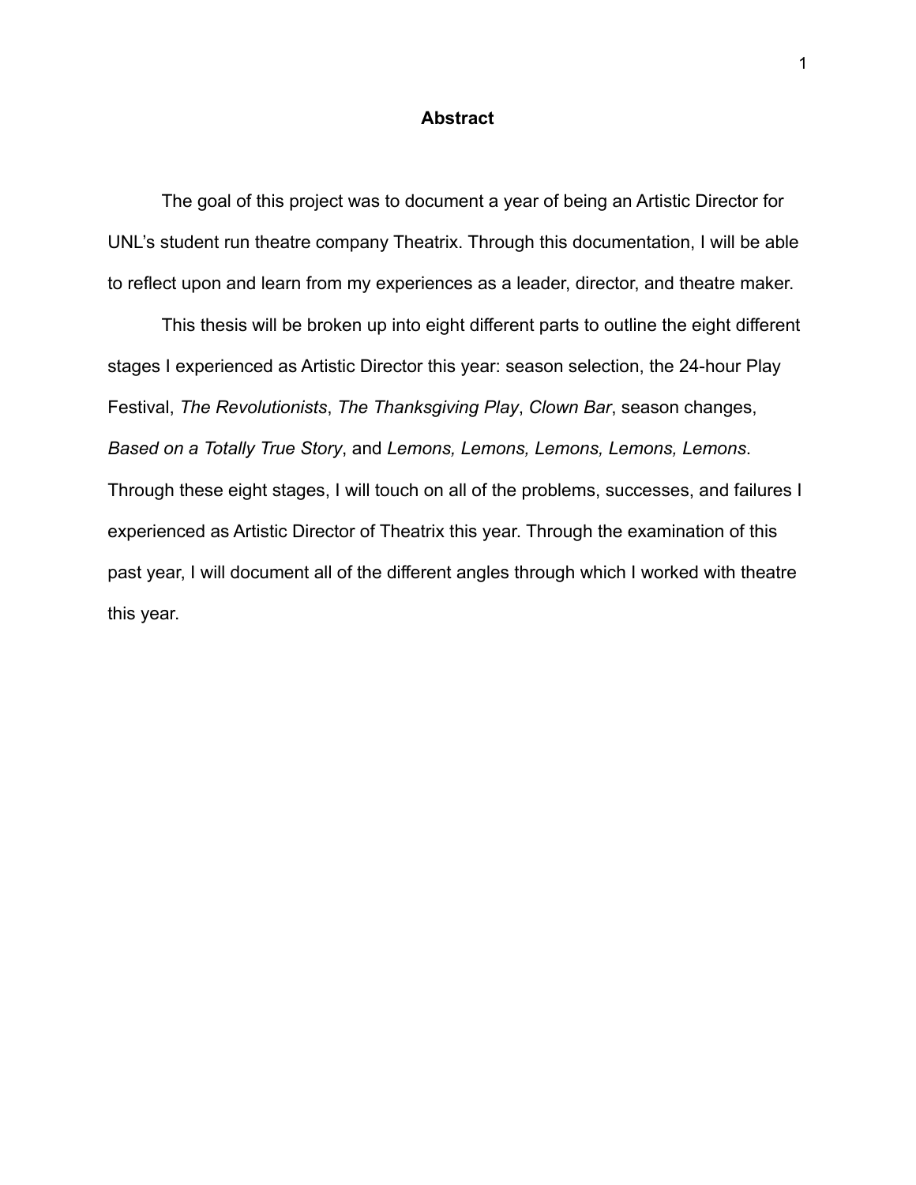# Abstract

The goal of this project was to document a year of being an Artistic Director for UNL's student run theatre company Theatrix. Through this documentation, I will be able to reflect upon and learn from my experiences as a leader, director, and theatre maker.

This thesis will be broken up into eight different parts to outline the eight different stages I experienced as Artistic Director this year: season selection, the 24-hour Play Festival, *The Revolutionists*, *The Thanksgiving Play*, *Clown Bar*, season changes, *Based on a Totally True Story*, and *Lemons, Lemons, Lemons, Lemons, Lemons*. Through these eight stages, I will touch on all of the problems, successes, and failures I experienced as Artistic Director of Theatrix this year. Through the examination of this past year, I will document all of the different angles through which I worked with theatre this year.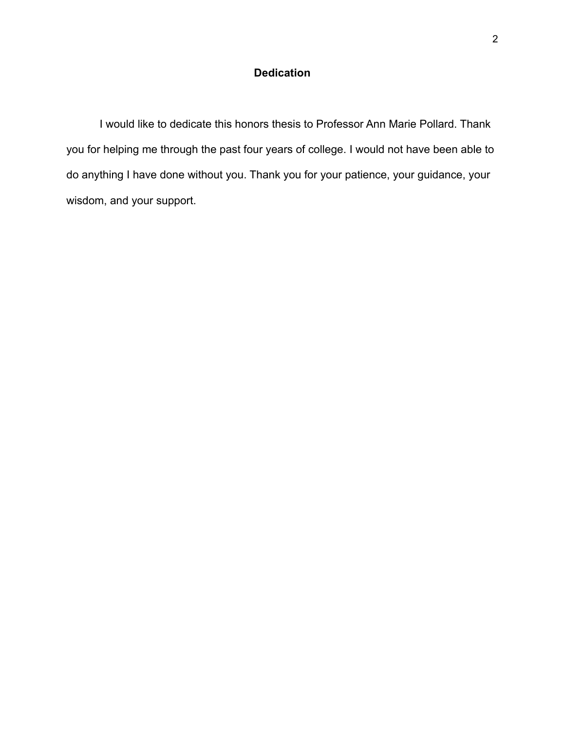# Dedication

I would like to dedicate this honors thesis to Professor Ann Marie Pollard. Thank you for helping me through the past four years of college. I would not have been able to do anything I have done without you. Thank you for your patience, your guidance, your wisdom, and your support.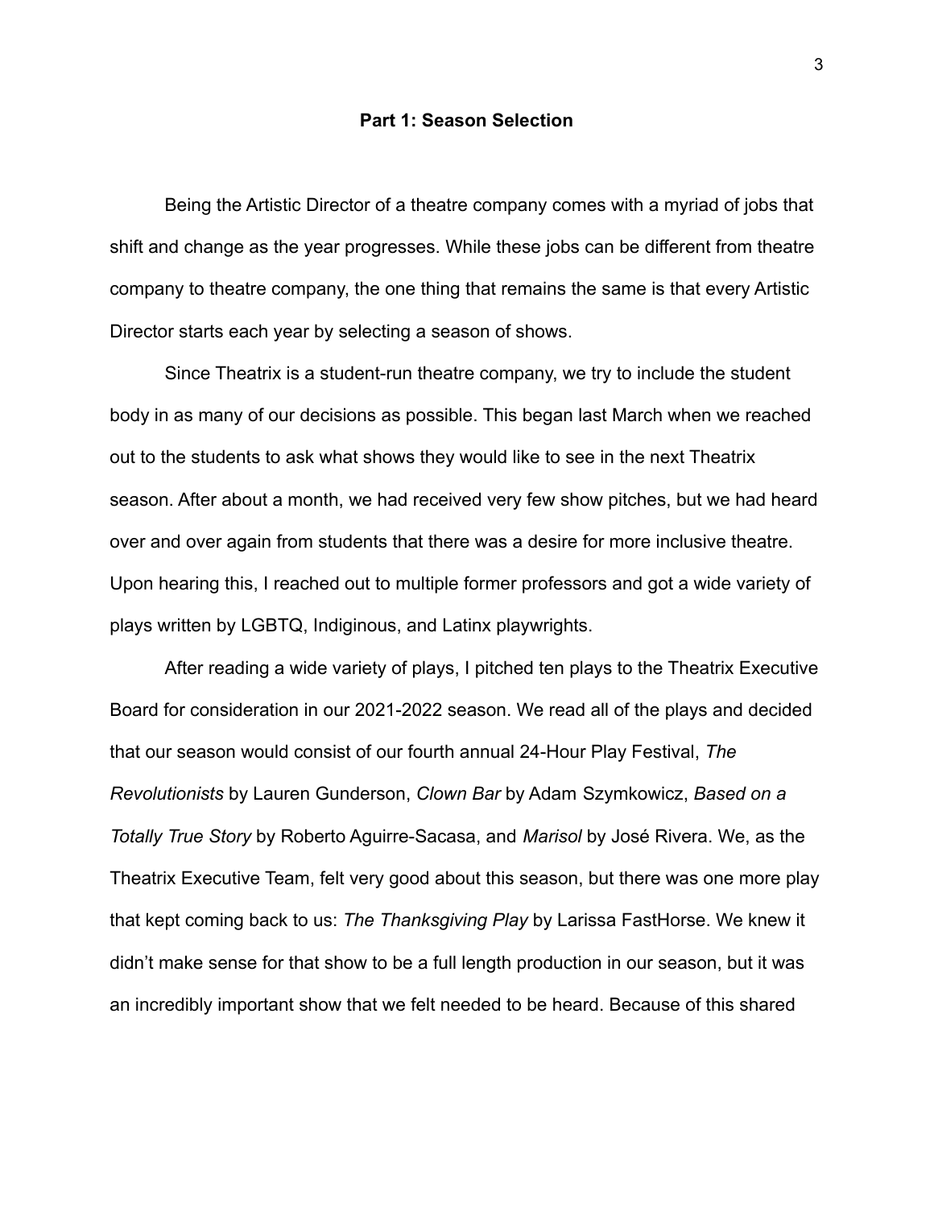## Part 1: Season Selection

Being the Artistic Director of a theatre company comes with a myriad of jobs that shift and change as the year progresses. While these jobs can be different from theatre company to theatre company, the one thing that remains the same is that every Artistic Director starts each year by selecting a season of shows.

Since Theatrix is a student-run theatre company, we try to include the student body in as many of our decisions as possible. This began last March when we reached out to the students to ask what shows they would like to see in the next Theatrix season. After about a month, we had received very few show pitches, but we had heard over and over again from students that there was a desire for more inclusive theatre. Upon hearing this, I reached out to multiple former professors and got a wide variety of plays written by LGBTQ, Indiginous, and Latinx playwrights.

After reading a wide variety of plays, I pitched ten plays to the Theatrix Executive Board for consideration in our 2021-2022 season. We read all of the plays and decided that our season would consist of our fourth annual 24-Hour Play Festival, *The Revolutionists* by Lauren Gunderson, *Clown Bar* by Adam Szymkowicz, *Based on a Totally True Story* by Roberto Aguirre-Sacasa, and *Marisol* by José Rivera. We, as the Theatrix Executive Team, felt very good about this season, but there was one more play that kept coming back to us: *The Thanksgiving Play* by Larissa FastHorse. We knew it didn't make sense for that show to be a full length production in our season, but it was an incredibly important show that we felt needed to be heard. Because of this shared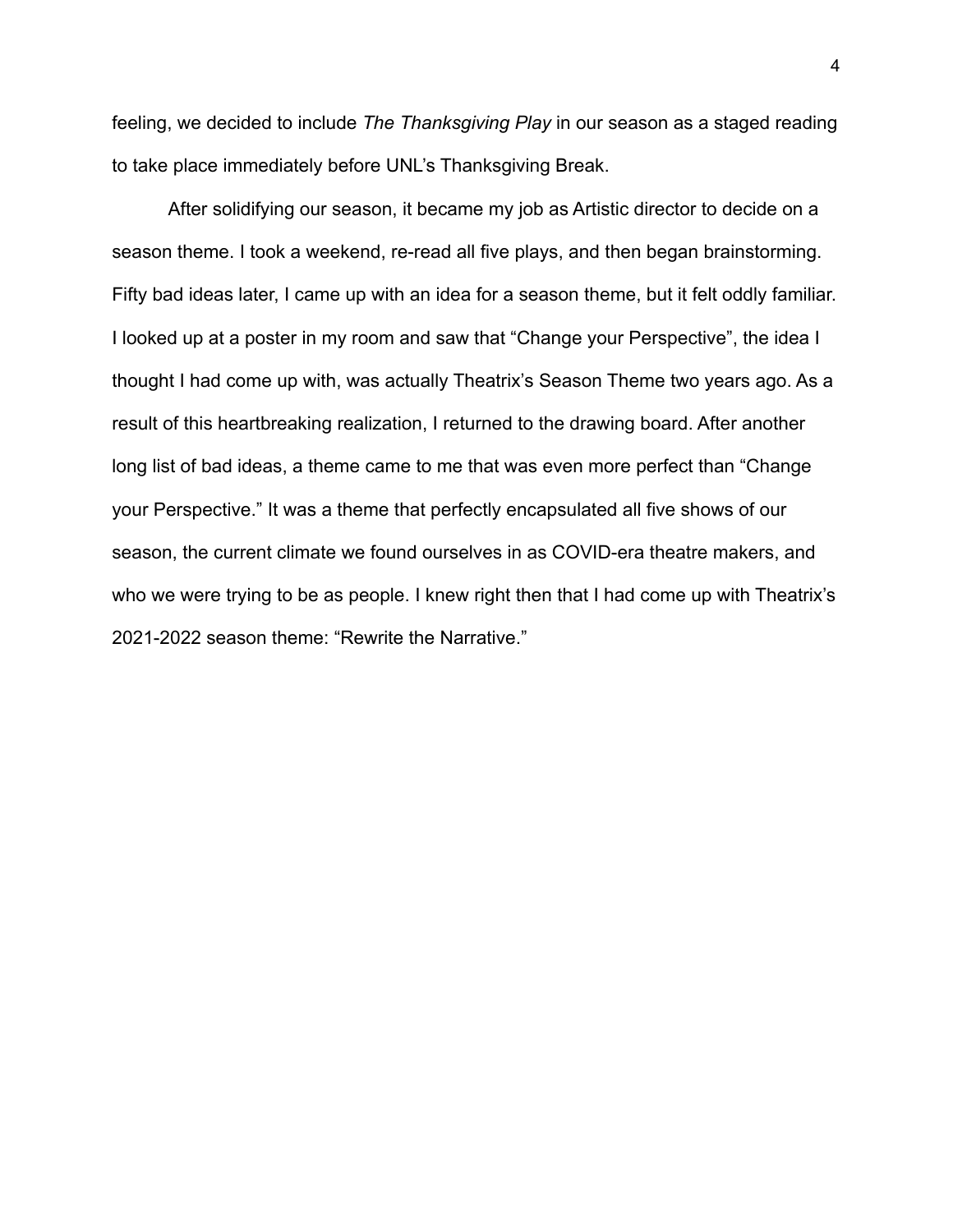feeling, we decided to include *The Thanksgiving Play* in our season as a staged reading to take place immediately before UNL's Thanksgiving Break.

After solidifying our season, it became my job as Artistic director to decide on a season theme. I took a weekend, re-read all five plays, and then began brainstorming. Fifty bad ideas later, I came up with an idea for a season theme, but it felt oddly familiar. I looked up at a poster in my room and saw that "Change your Perspective", the idea I thought I had come up with, was actually Theatrix's Season Theme two years ago. As a result of this heartbreaking realization, I returned to the drawing board. After another long list of bad ideas, a theme came to me that was even more perfect than "Change your Perspective." It was a theme that perfectly encapsulated all five shows of our season, the current climate we found ourselves in as COVID-era theatre makers, and who we were trying to be as people. I knew right then that I had come up with Theatrix's 2021-2022 season theme: "Rewrite the Narrative."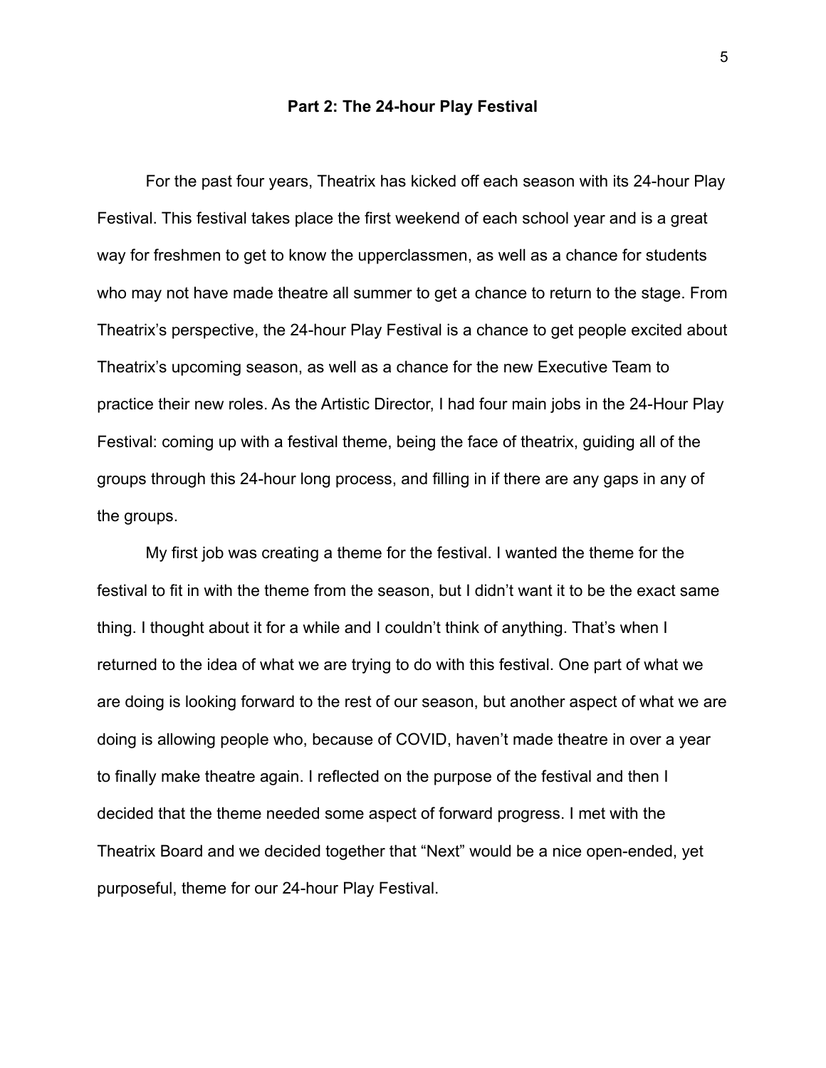## Part 2: The 24-hour Play Festival

For the past four years, Theatrix has kicked off each season with its 24-hour Play Festival. This festival takes place the first weekend of each school year and is a great way for freshmen to get to know the upperclassmen, as well as a chance for students who may not have made theatre all summer to get a chance to return to the stage. From Theatrix's perspective, the 24-hour Play Festival is a chance to get people excited about Theatrix's upcoming season, as well as a chance for the new Executive Team to practice their new roles. As the Artistic Director, I had four main jobs in the 24-Hour Play Festival: coming up with a festival theme, being the face of theatrix, guiding all of the groups through this 24-hour long process, and filling in if there are any gaps in any of the groups.

My first job was creating a theme for the festival. I wanted the theme for the festival to fit in with the theme from the season, but I didn't want it to be the exact same thing. I thought about it for a while and I couldn't think of anything. That's when I returned to the idea of what we are trying to do with this festival. One part of what we are doing is looking forward to the rest of our season, but another aspect of what we are doing is allowing people who, because of COVID, haven't made theatre in over a year to finally make theatre again. I reflected on the purpose of the festival and then I decided that the theme needed some aspect of forward progress. I met with the Theatrix Board and we decided together that "Next" would be a nice open-ended, yet purposeful, theme for our 24-hour Play Festival.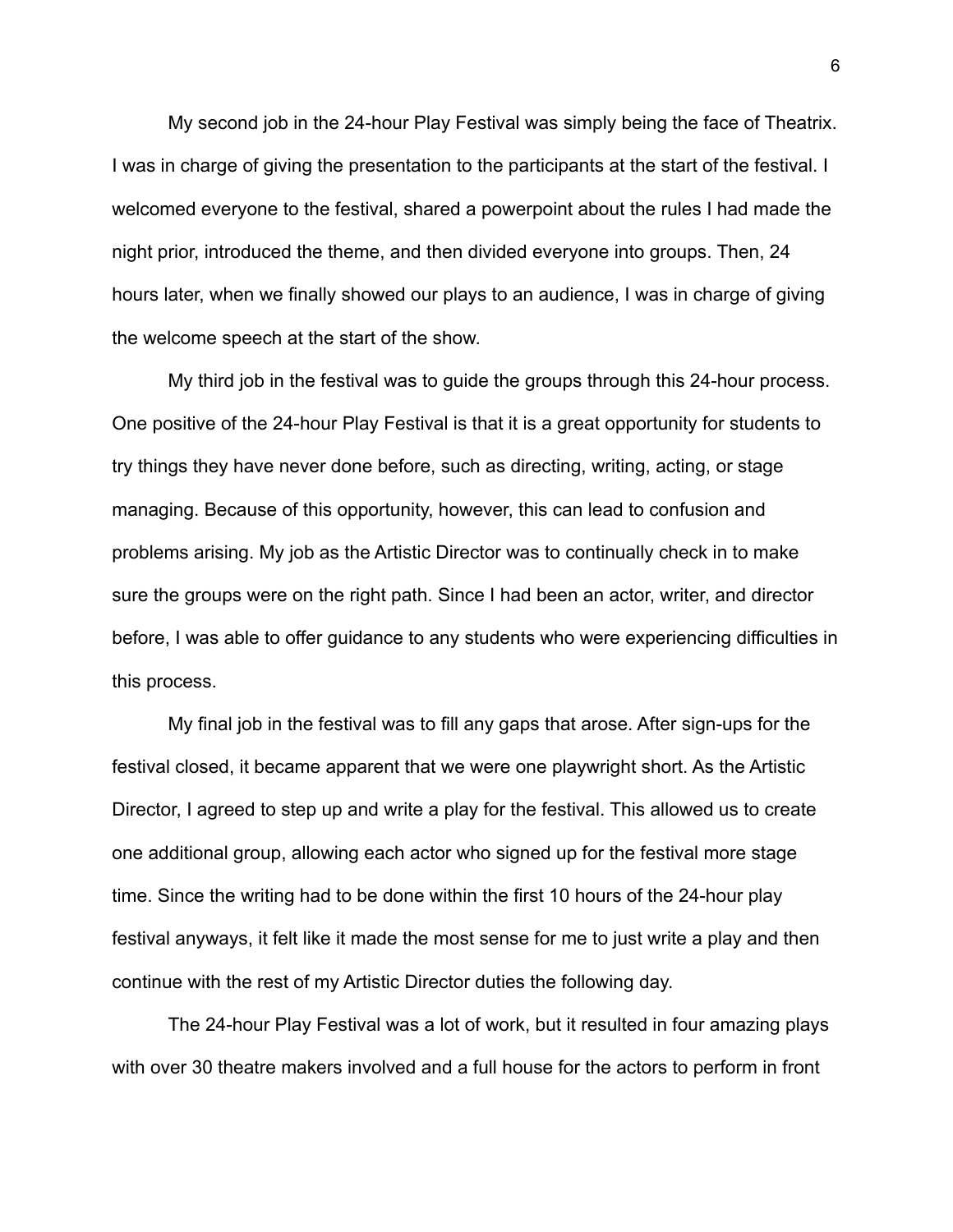My second job in the 24-hour Play Festival was simply being the face of Theatrix. I was in charge of giving the presentation to the participants at the start of the festival. I welcomed everyone to the festival, shared a powerpoint about the rules I had made the night prior, introduced the theme, and then divided everyone into groups. Then, 24 hours later, when we finally showed our plays to an audience, I was in charge of giving the welcome speech at the start of the show.

My third job in the festival was to guide the groups through this 24-hour process. One positive of the 24-hour Play Festival is that it is a great opportunity for students to try things they have never done before, such as directing, writing, acting, or stage managing. Because of this opportunity, however, this can lead to confusion and problems arising. My job as the Artistic Director was to continually check in to make sure the groups were on the right path. Since I had been an actor, writer, and director before, I was able to offer guidance to any students who were experiencing difficulties in this process.

My final job in the festival was to fill any gaps that arose. After sign-ups for the festival closed, it became apparent that we were one playwright short. As the Artistic Director, I agreed to step up and write a play for the festival. This allowed us to create one additional group, allowing each actor who signed up for the festival more stage time. Since the writing had to be done within the first 10 hours of the 24-hour play festival anyways, it felt like it made the most sense for me to just write a play and then continue with the rest of my Artistic Director duties the following day.

The 24-hour Play Festival was a lot of work, but it resulted in four amazing plays with over 30 theatre makers involved and a full house for the actors to perform in front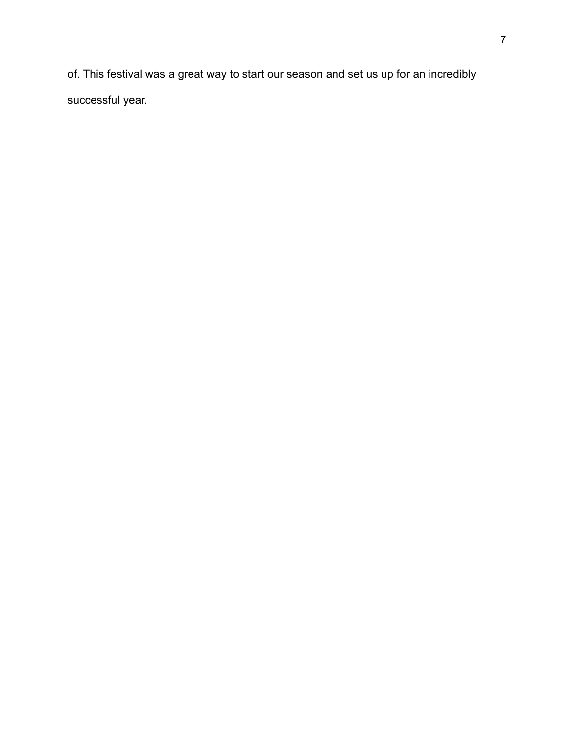of. This festival was a great way to start our season and set us up for an incredibly successful year.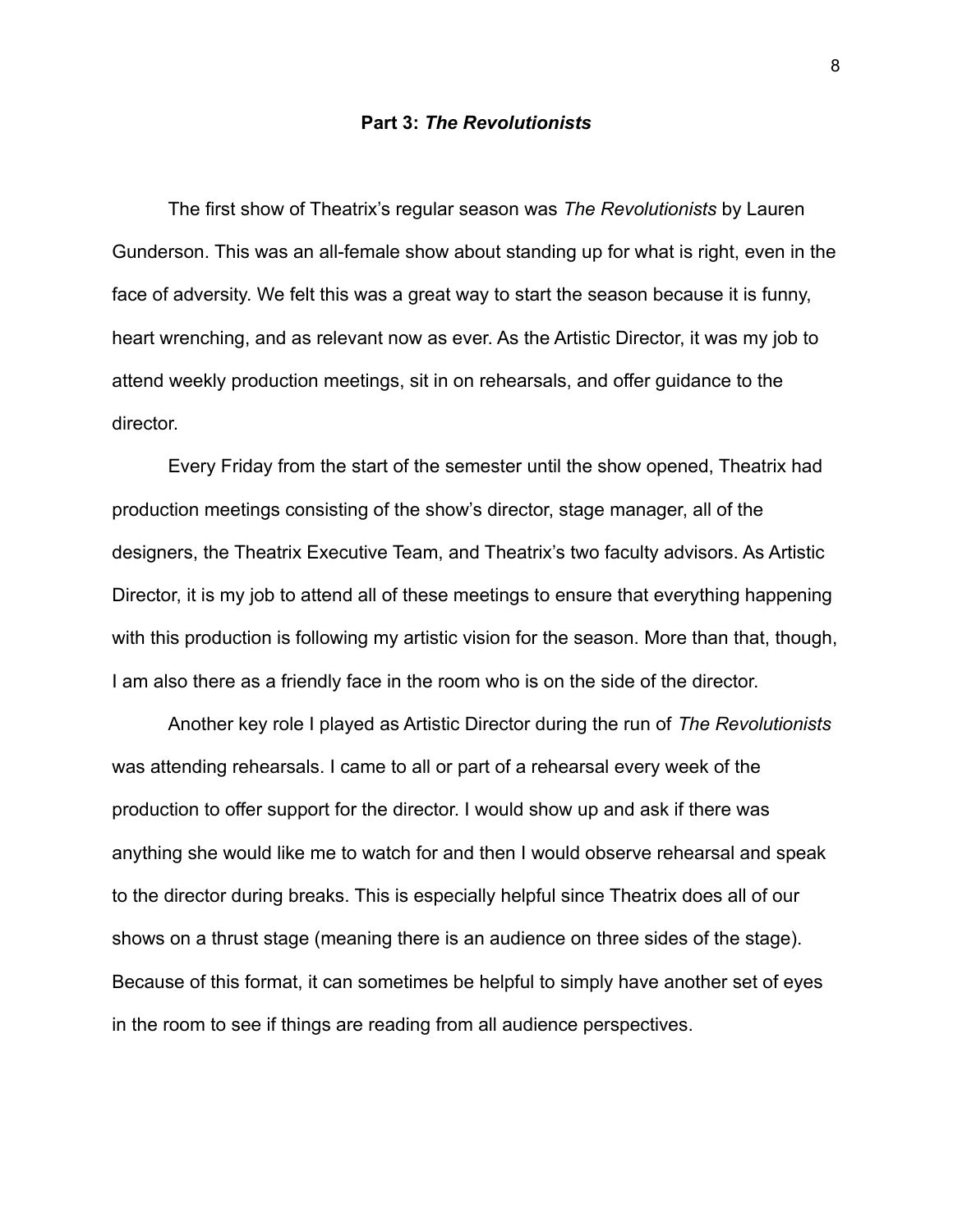## Part 3: *The Revolutionists*

The first show of Theatrix's regular season was *The Revolutionists* by Lauren Gunderson. This was an all-female show about standing up for what is right, even in the face of adversity. We felt this was a great way to start the season because it is funny, heart wrenching, and as relevant now as ever. As the Artistic Director, it was my job to attend weekly production meetings, sit in on rehearsals, and offer guidance to the director.

Every Friday from the start of the semester until the show opened, Theatrix had production meetings consisting of the show's director, stage manager, all of the designers, the Theatrix Executive Team, and Theatrix's two faculty advisors. As Artistic Director, it is my job to attend all of these meetings to ensure that everything happening with this production is following my artistic vision for the season. More than that, though, I am also there as a friendly face in the room who is on the side of the director.

Another key role I played as Artistic Director during the run of *The Revolutionists* was attending rehearsals. I came to all or part of a rehearsal every week of the production to offer support for the director. I would show up and ask if there was anything she would like me to watch for and then I would observe rehearsal and speak to the director during breaks. This is especially helpful since Theatrix does all of our shows on a thrust stage (meaning there is an audience on three sides of the stage). Because of this format, it can sometimes be helpful to simply have another set of eyes in the room to see if things are reading from all audience perspectives.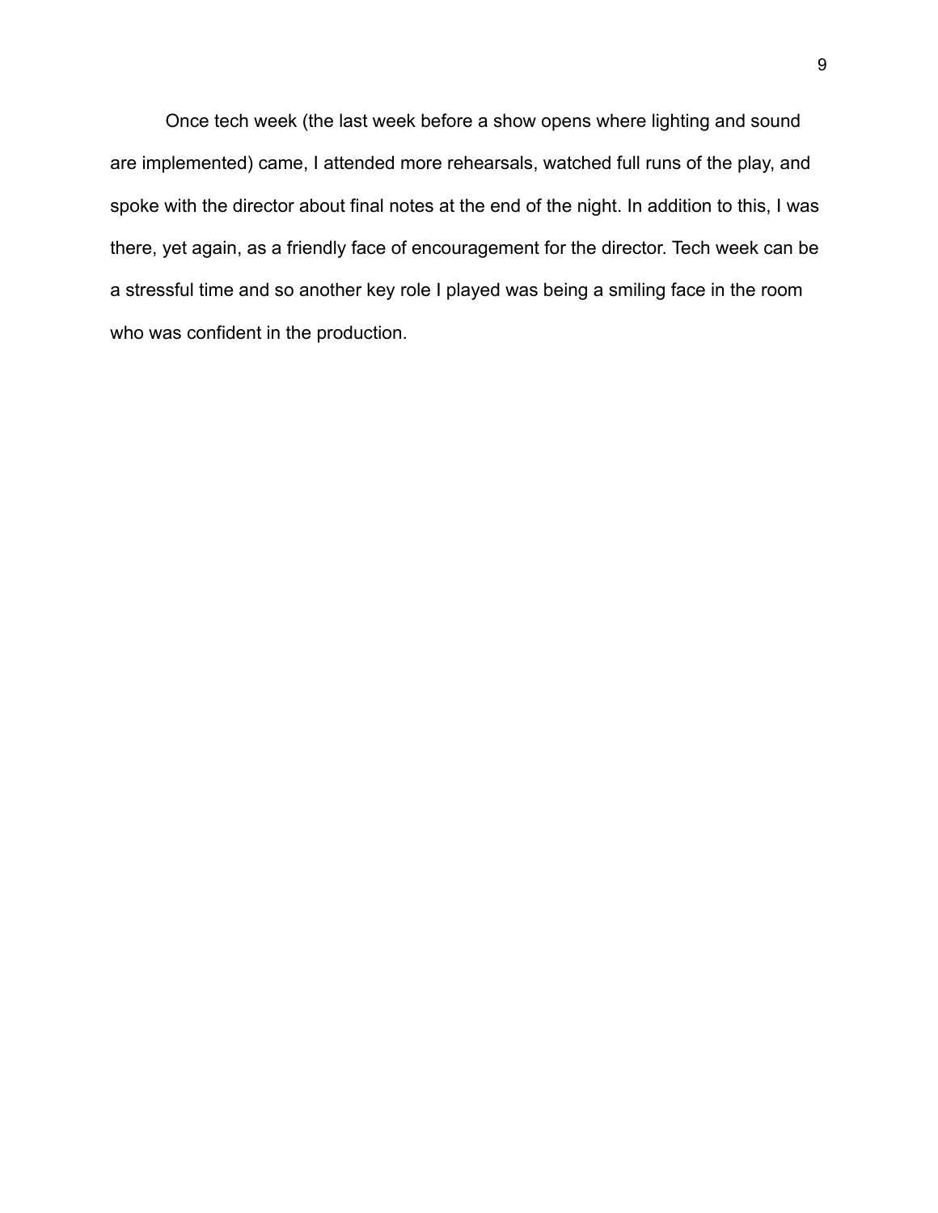Once tech week (the last week before a show opens where lighting and sound are implemented) came, I attended more rehearsals, watched full runs of the play, and spoke with the director about final notes at the end of the night. In addition to this, I was there, yet again, as a friendly face of encouragement for the director. Tech week can be a stressful time and so another key role I played was being a smiling face in the room who was confident in the production.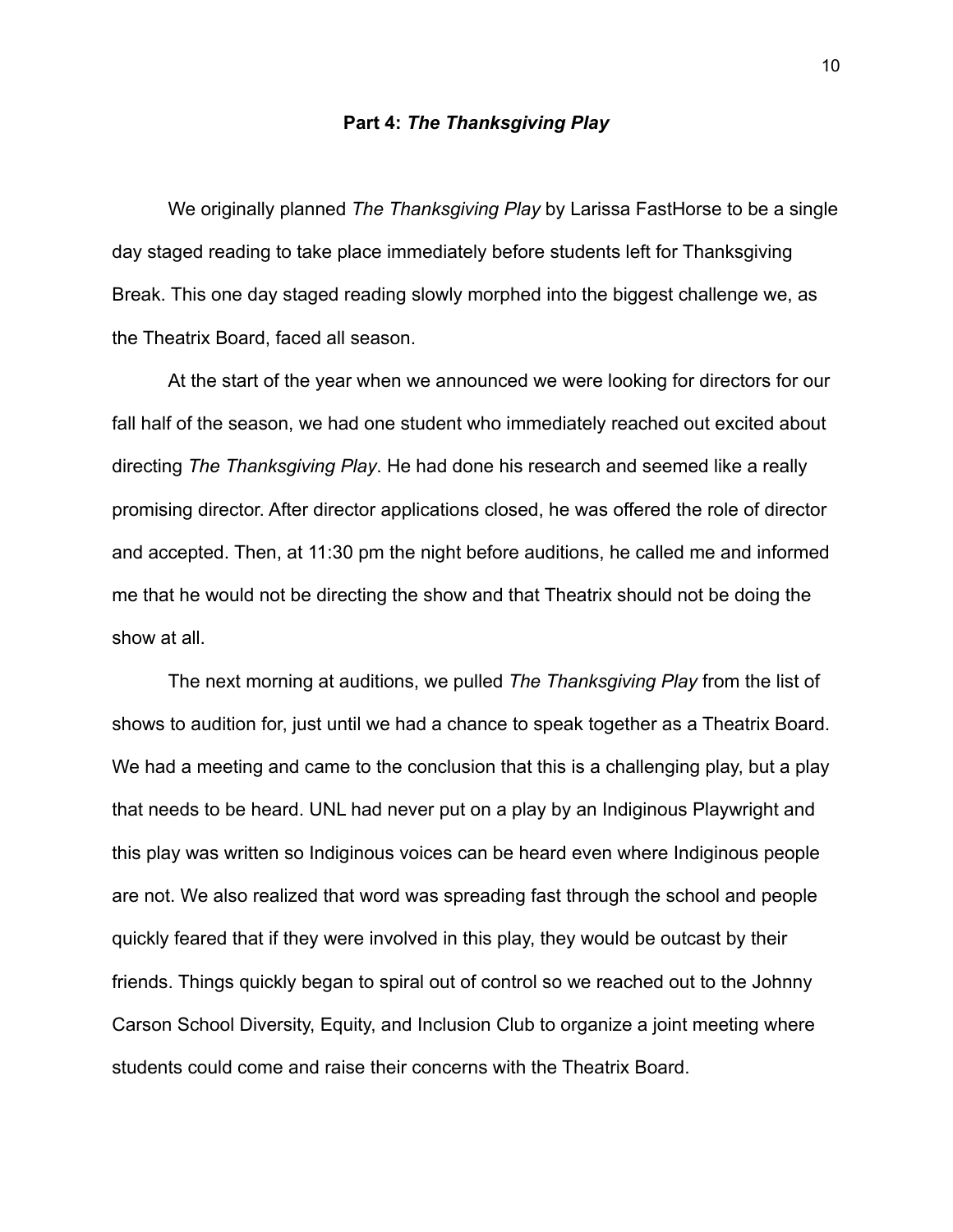## **Part 4: *The Thanksgiving Play***

We originally planned *The Thanksgiving Play* by Larissa FastHorse to be a single day staged reading to take place immediately before students left for Thanksgiving Break. This one day staged reading slowly morphed into the biggest challenge we, as the Theatrix Board, faced all season.

At the start of the year when we announced we were looking for directors for our fall half of the season, we had one student who immediately reached out excited about directing *The Thanksgiving Play*. He had done his research and seemed like a really promising director. After director applications closed, he was offered the role of director and accepted. Then, at 11:30 pm the night before auditions, he called me and informed me that he would not be directing the show and that Theatrix should not be doing the show at all.

The next morning at auditions, we pulled *The Thanksgiving Play* from the list of shows to audition for, just until we had a chance to speak together as a Theatrix Board. We had a meeting and came to the conclusion that this is a challenging play, but a play that needs to be heard. UNL had never put on a play by an Indiginous Playwright and this play was written so Indiginous voices can be heard even where Indiginous people are not. We also realized that word was spreading fast through the school and people quickly feared that if they were involved in this play, they would be outcast by their friends. Things quickly began to spiral out of control so we reached out to the Johnny Carson School Diversity, Equity, and Inclusion Club to organize a joint meeting where students could come and raise their concerns with the Theatrix Board.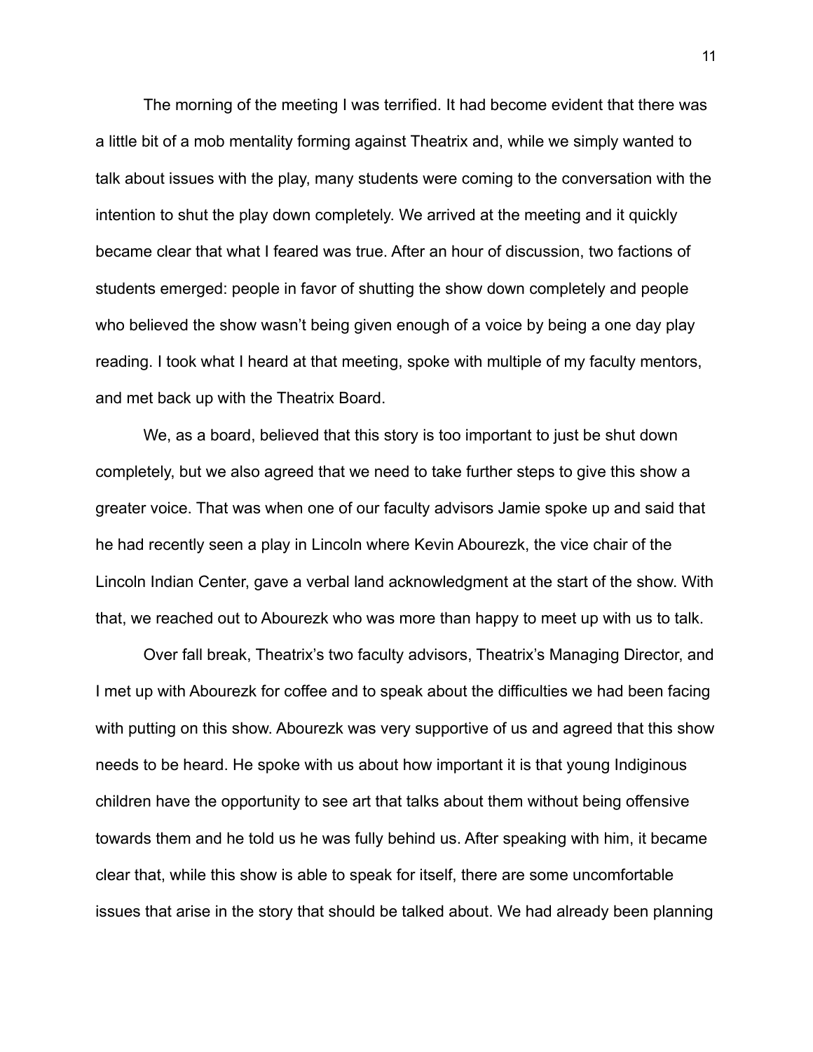The morning of the meeting I was terrified. It had become evident that there was a little bit of a mob mentality forming against Theatrix and, while we simply wanted to talk about issues with the play, many students were coming to the conversation with the intention to shut the play down completely. We arrived at the meeting and it quickly became clear that what I feared was true. After an hour of discussion, two factions of students emerged: people in favor of shutting the show down completely and people who believed the show wasn't being given enough of a voice by being a one day play reading. I took what I heard at that meeting, spoke with multiple of my faculty mentors, and met back up with the Theatrix Board.

We, as a board, believed that this story is too important to just be shut down completely, but we also agreed that we need to take further steps to give this show a greater voice. That was when one of our faculty advisors Jamie spoke up and said that he had recently seen a play in Lincoln where Kevin Abourezk, the vice chair of the Lincoln Indian Center, gave a verbal land acknowledgment at the start of the show. With that, we reached out to Abourezk who was more than happy to meet up with us to talk.

Over fall break, Theatrix's two faculty advisors, Theatrix's Managing Director, and I met up with Abourezk for coffee and to speak about the difficulties we had been facing with putting on this show. Abourezk was very supportive of us and agreed that this show needs to be heard. He spoke with us about how important it is that young Indiginous children have the opportunity to see art that talks about them without being offensive towards them and he told us he was fully behind us. After speaking with him, it became clear that, while this show is able to speak for itself, there are some uncomfortable issues that arise in the story that should be talked about. We had already been planning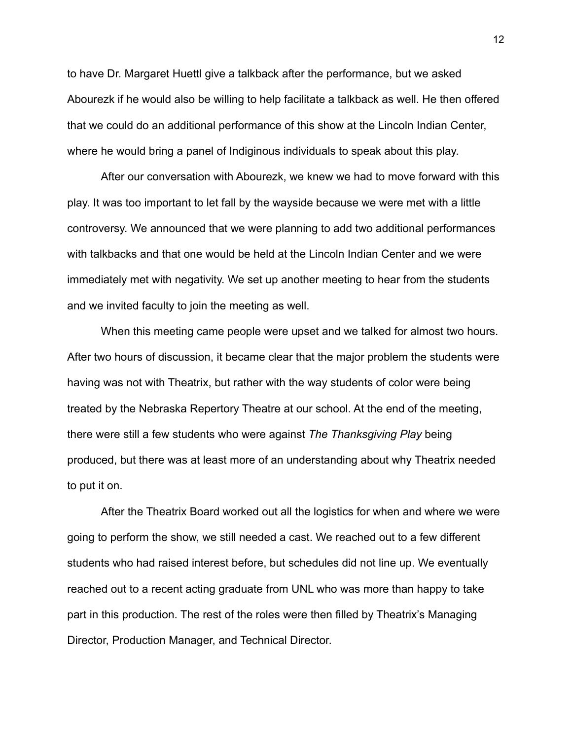to have Dr. Margaret Huettl give a talkback after the performance, but we asked Abourezk if he would also be willing to help facilitate a talkback as well. He then offered that we could do an additional performance of this show at the Lincoln Indian Center, where he would bring a panel of Indiginous individuals to speak about this play.

After our conversation with Abourezk, we knew we had to move forward with this play. It was too important to let fall by the wayside because we were met with a little controversy. We announced that we were planning to add two additional performances with talkbacks and that one would be held at the Lincoln Indian Center and we were immediately met with negativity. We set up another meeting to hear from the students and we invited faculty to join the meeting as well.

When this meeting came people were upset and we talked for almost two hours. After two hours of discussion, it became clear that the major problem the students were having was not with Theatrix, but rather with the way students of color were being treated by the Nebraska Repertory Theatre at our school. At the end of the meeting, there were still a few students who were against *The Thanksgiving Play* being produced, but there was at least more of an understanding about why Theatrix needed to put it on.

After the Theatrix Board worked out all the logistics for when and where we were going to perform the show, we still needed a cast. We reached out to a few different students who had raised interest before, but schedules did not line up. We eventually reached out to a recent acting graduate from UNL who was more than happy to take part in this production. The rest of the roles were then filled by Theatrix's Managing Director, Production Manager, and Technical Director.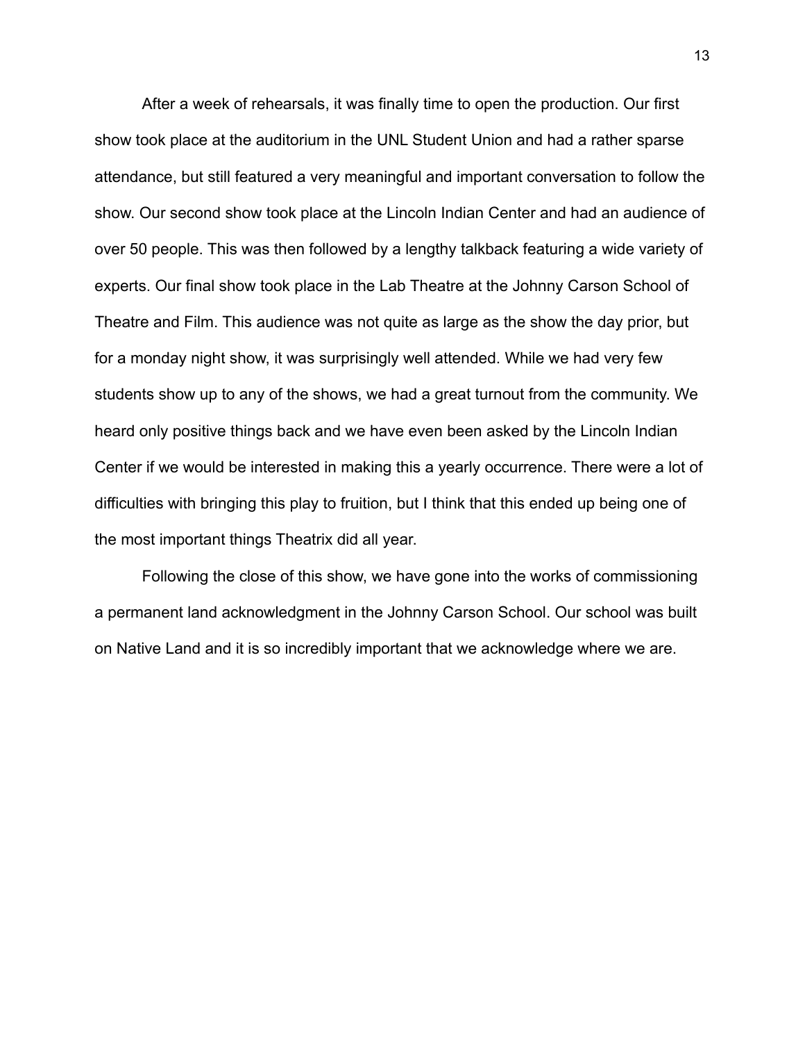After a week of rehearsals, it was finally time to open the production. Our first show took place at the auditorium in the UNL Student Union and had a rather sparse attendance, but still featured a very meaningful and important conversation to follow the show. Our second show took place at the Lincoln Indian Center and had an audience of over 50 people. This was then followed by a lengthy talkback featuring a wide variety of experts. Our final show took place in the Lab Theatre at the Johnny Carson School of Theatre and Film. This audience was not quite as large as the show the day prior, but for a monday night show, it was surprisingly well attended. While we had very few students show up to any of the shows, we had a great turnout from the community. We heard only positive things back and we have even been asked by the Lincoln Indian Center if we would be interested in making this a yearly occurrence. There were a lot of difficulties with bringing this play to fruition, but I think that this ended up being one of the most important things Theatrix did all year.

Following the close of this show, we have gone into the works of commissioning a permanent land acknowledgment in the Johnny Carson School. Our school was built on Native Land and it is so incredibly important that we acknowledge where we are.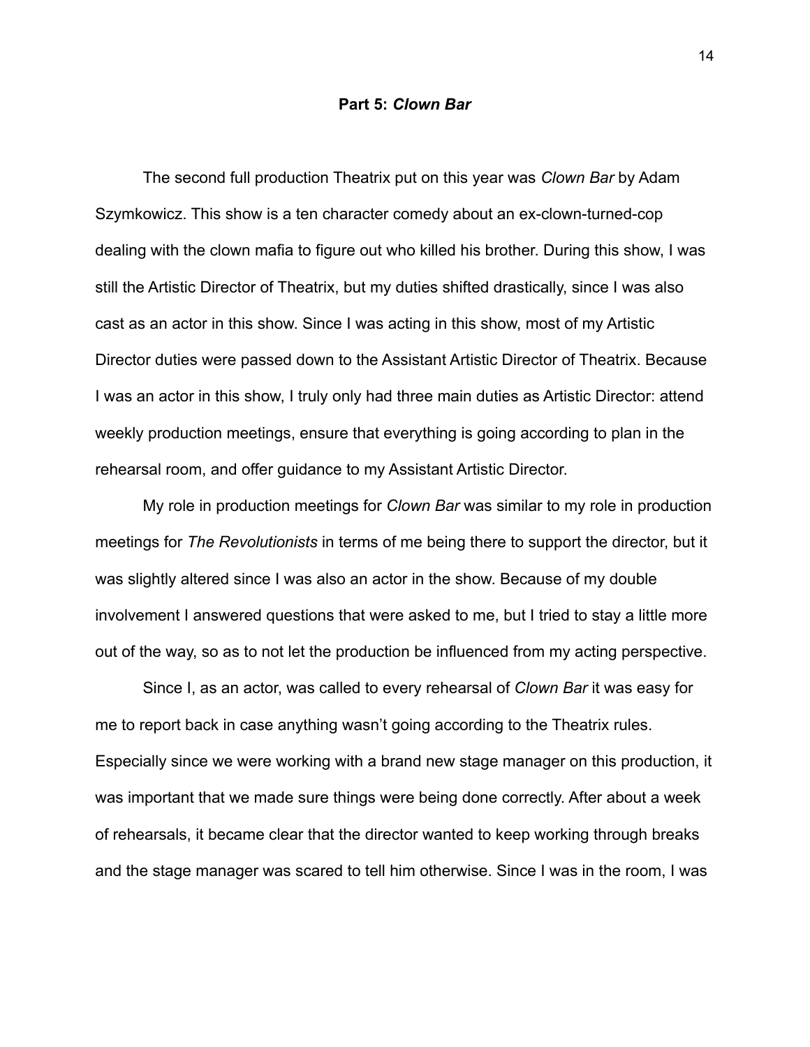## Part 5: *Clown Bar*

The second full production Theatrix put on this year was *Clown Bar* by Adam Szymkowicz. This show is a ten character comedy about an ex-clown-turned-cop dealing with the clown mafia to figure out who killed his brother. During this show, I was still the Artistic Director of Theatrix, but my duties shifted drastically, since I was also cast as an actor in this show. Since I was acting in this show, most of my Artistic Director duties were passed down to the Assistant Artistic Director of Theatrix. Because I was an actor in this show, I truly only had three main duties as Artistic Director: attend weekly production meetings, ensure that everything is going according to plan in the rehearsal room, and offer guidance to my Assistant Artistic Director.

My role in production meetings for *Clown Bar* was similar to my role in production meetings for *The Revolutionists* in terms of me being there to support the director, but it was slightly altered since I was also an actor in the show. Because of my double involvement I answered questions that were asked to me, but I tried to stay a little more out of the way, so as to not let the production be influenced from my acting perspective.

Since I, as an actor, was called to every rehearsal of *Clown Bar* it was easy for me to report back in case anything wasn't going according to the Theatrix rules. Especially since we were working with a brand new stage manager on this production, it was important that we made sure things were being done correctly. After about a week of rehearsals, it became clear that the director wanted to keep working through breaks and the stage manager was scared to tell him otherwise. Since I was in the room, I was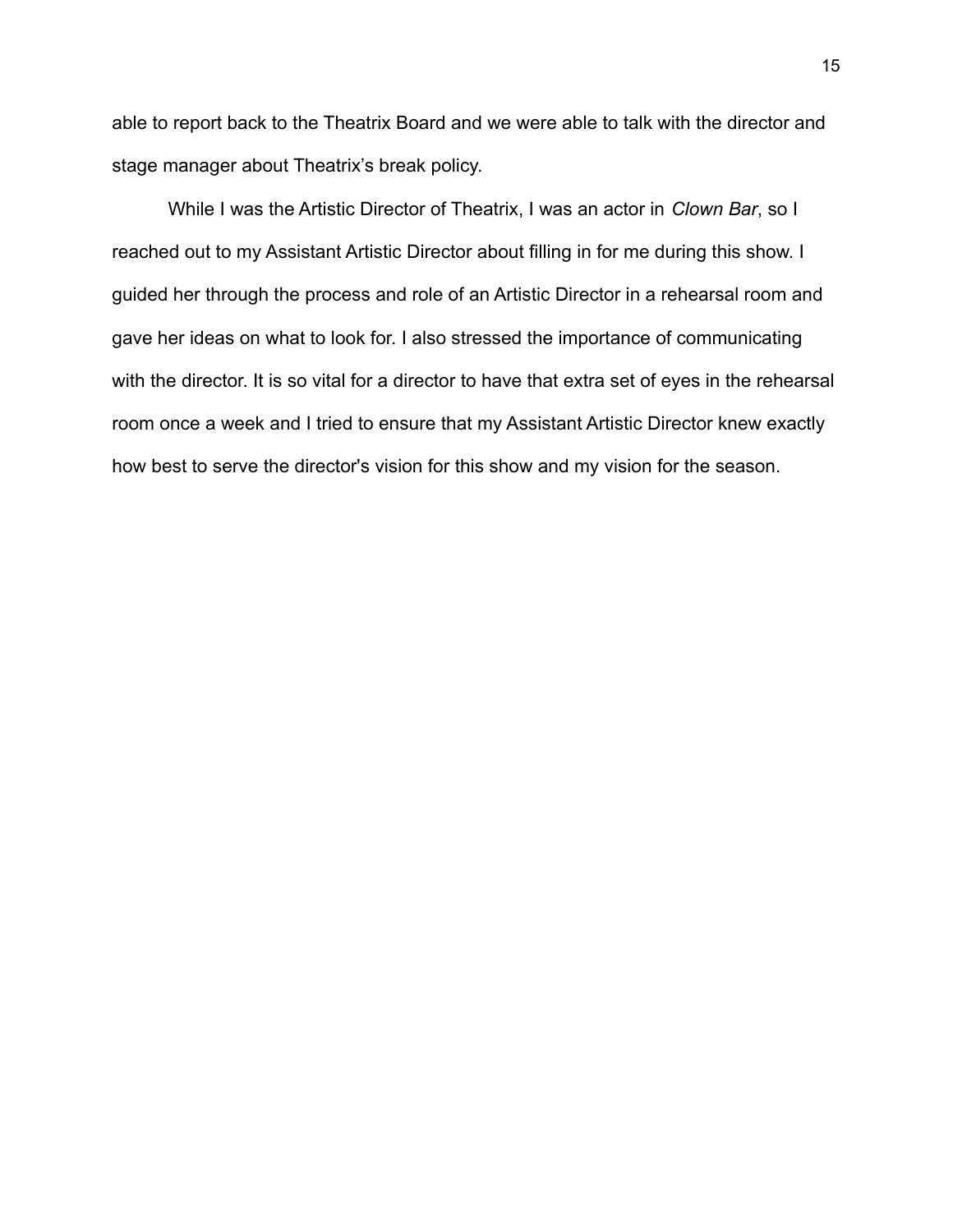able to report back to the Theatrix Board and we were able to talk with the director and stage manager about Theatrix's break policy.

While I was the Artistic Director of Theatrix, I was an actor in *Clown Bar*, so I reached out to my Assistant Artistic Director about filling in for me during this show. I guided her through the process and role of an Artistic Director in a rehearsal room and gave her ideas on what to look for. I also stressed the importance of communicating with the director. It is so vital for a director to have that extra set of eyes in the rehearsal room once a week and I tried to ensure that my Assistant Artistic Director knew exactly how best to serve the director's vision for this show and my vision for the season.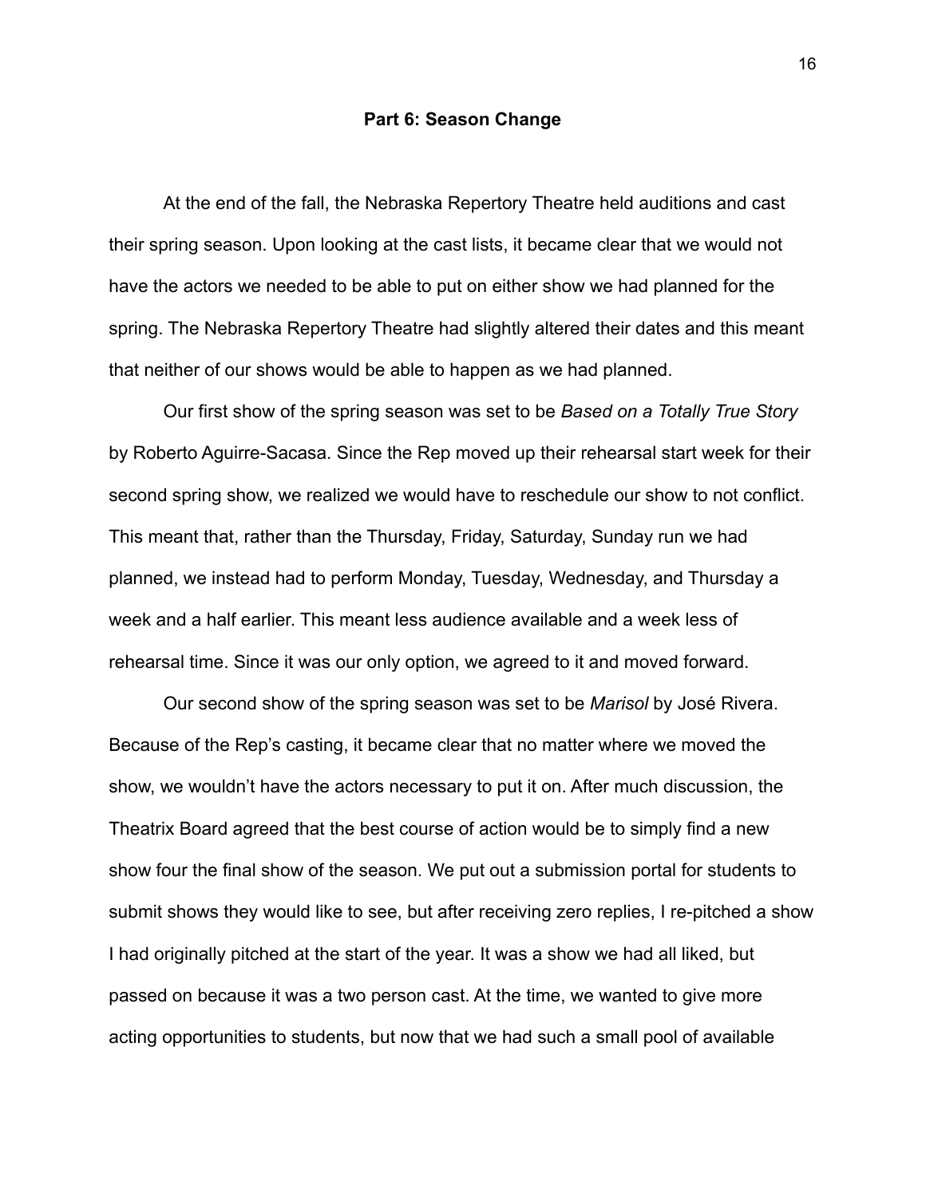## Part 6: Season Change

At the end of the fall, the Nebraska Repertory Theatre held auditions and cast their spring season. Upon looking at the cast lists, it became clear that we would not have the actors we needed to be able to put on either show we had planned for the spring. The Nebraska Repertory Theatre had slightly altered their dates and this meant that neither of our shows would be able to happen as we had planned.

Our first show of the spring season was set to be *Based on a Totally True Story* by Roberto Aguirre-Sacasa. Since the Rep moved up their rehearsal start week for their second spring show, we realized we would have to reschedule our show to not conflict. This meant that, rather than the Thursday, Friday, Saturday, Sunday run we had planned, we instead had to perform Monday, Tuesday, Wednesday, and Thursday a week and a half earlier. This meant less audience available and a week less of rehearsal time. Since it was our only option, we agreed to it and moved forward.

Our second show of the spring season was set to be *Marisol* by José Rivera. Because of the Rep's casting, it became clear that no matter where we moved the show, we wouldn't have the actors necessary to put it on. After much discussion, the Theatrix Board agreed that the best course of action would be to simply find a new show four the final show of the season. We put out a submission portal for students to submit shows they would like to see, but after receiving zero replies, I re-pitched a show I had originally pitched at the start of the year. It was a show we had all liked, but passed on because it was a two person cast. At the time, we wanted to give more acting opportunities to students, but now that we had such a small pool of available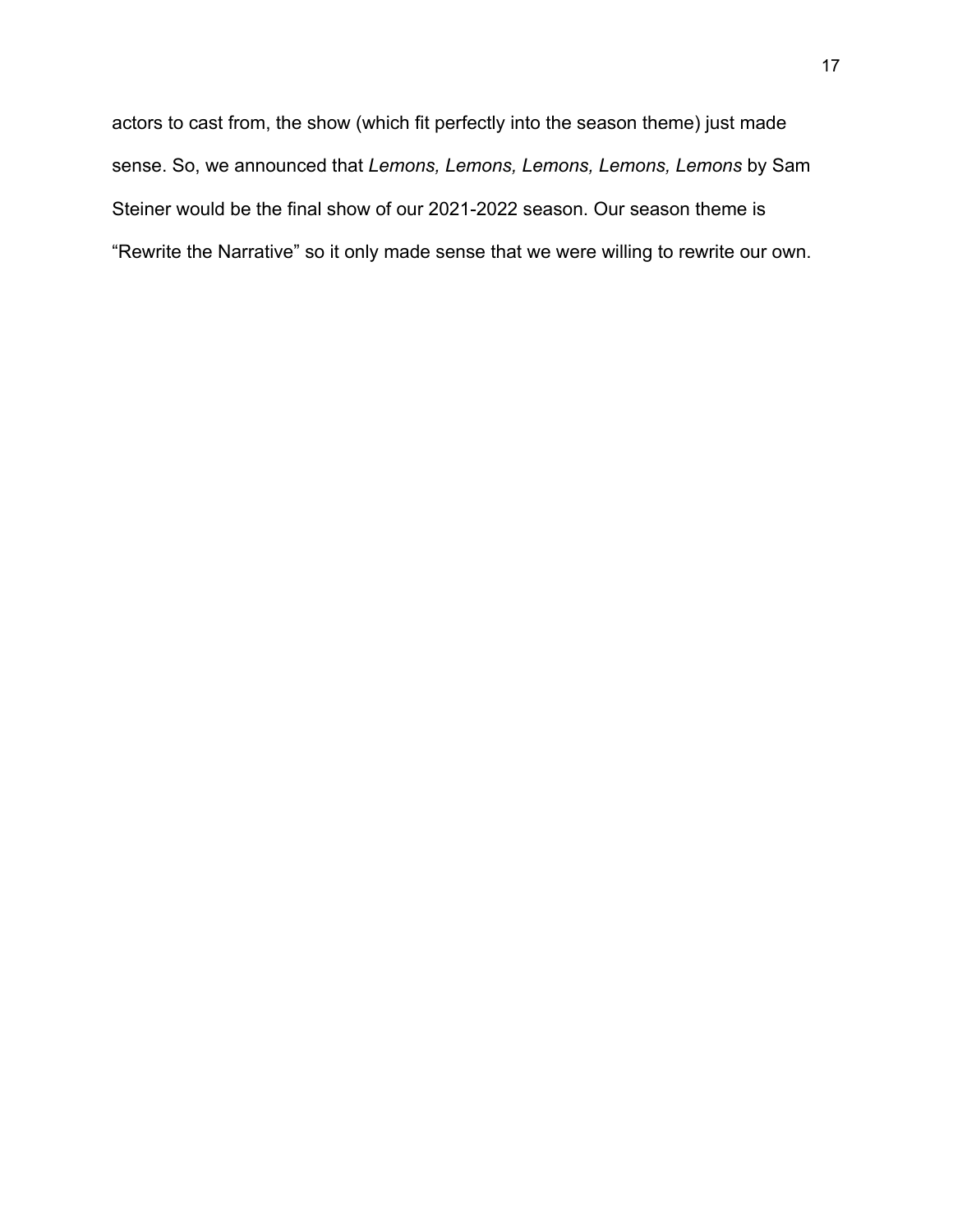actors to cast from, the show (which fit perfectly into the season theme) just made sense. So, we announced that *Lemons, Lemons, Lemons, Lemons, Lemons* by Sam Steiner would be the final show of our 2021-2022 season. Our season theme is "Rewrite the Narrative" so it only made sense that we were willing to rewrite our own.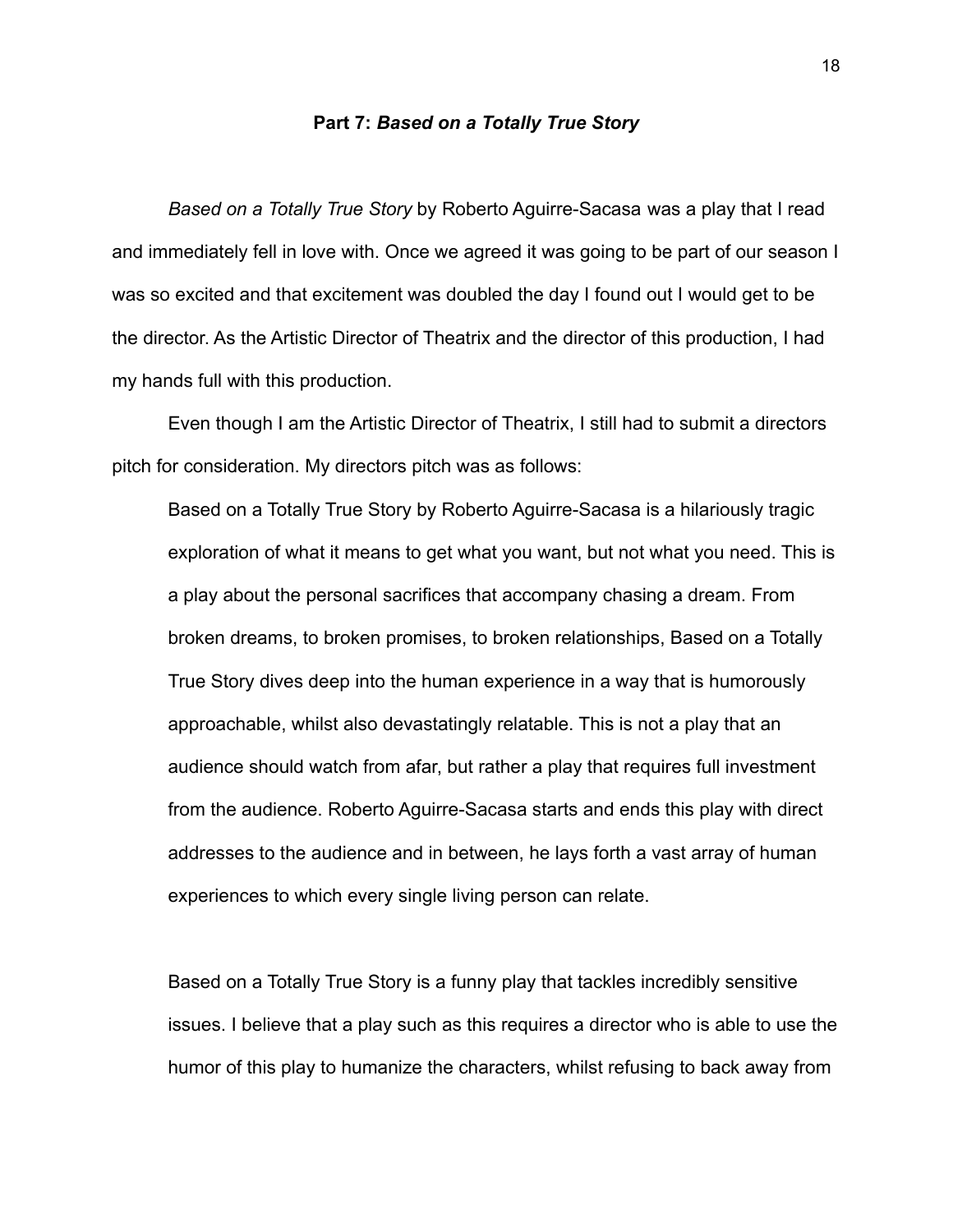## Part 7: *Based on a Totally True Story*

*Based on a Totally True Story* by Roberto Aguirre-Sacasa was a play that I read and immediately fell in love with. Once we agreed it was going to be part of our season I was so excited and that excitement was doubled the day I found out I would get to be the director. As the Artistic Director of Theatrix and the director of this production, I had my hands full with this production.

Even though I am the Artistic Director of Theatrix, I still had to submit a directors pitch for consideration. My directors pitch was as follows:

> Based on a Totally True Story by Roberto Aguirre-Sacasa is a hilariously tragic exploration of what it means to get what you want, but not what you need. This is a play about the personal sacrifices that accompany chasing a dream. From broken dreams, to broken promises, to broken relationships, Based on a Totally True Story dives deep into the human experience in a way that is humorously approachable, whilst also devastatingly relatable. This is not a play that an audience should watch from afar, but rather a play that requires full investment from the audience. Roberto Aguirre-Sacasa starts and ends this play with direct addresses to the audience and in between, he lays forth a vast array of human experiences to which every single living person can relate.
>
> Based on a Totally True Story is a funny play that tackles incredibly sensitive issues. I believe that a play such as this requires a director who is able to use the humor of this play to humanize the characters, whilst refusing to back away from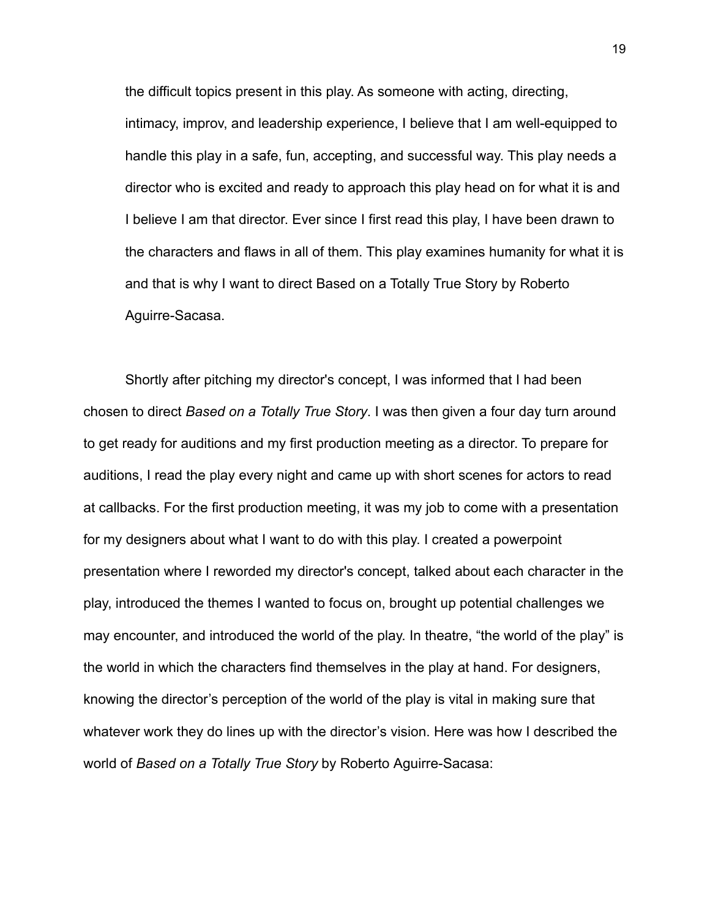the difficult topics present in this play. As someone with acting, directing, intimacy, improv, and leadership experience, I believe that I am well-equipped to handle this play in a safe, fun, accepting, and successful way. This play needs a director who is excited and ready to approach this play head on for what it is and I believe I am that director. Ever since I first read this play, I have been drawn to the characters and flaws in all of them. This play examines humanity for what it is and that is why I want to direct Based on a Totally True Story by Roberto Aguirre-Sacasa.

Shortly after pitching my director's concept, I was informed that I had been chosen to direct *Based on a Totally True Story*. I was then given a four day turn around to get ready for auditions and my first production meeting as a director. To prepare for auditions, I read the play every night and came up with short scenes for actors to read at callbacks. For the first production meeting, it was my job to come with a presentation for my designers about what I want to do with this play. I created a powerpoint presentation where I reworded my director's concept, talked about each character in the play, introduced the themes I wanted to focus on, brought up potential challenges we may encounter, and introduced the world of the play. In theatre, "the world of the play" is the world in which the characters find themselves in the play at hand. For designers, knowing the director's perception of the world of the play is vital in making sure that whatever work they do lines up with the director's vision. Here was how I described the world of *Based on a Totally True Story* by Roberto Aguirre-Sacasa: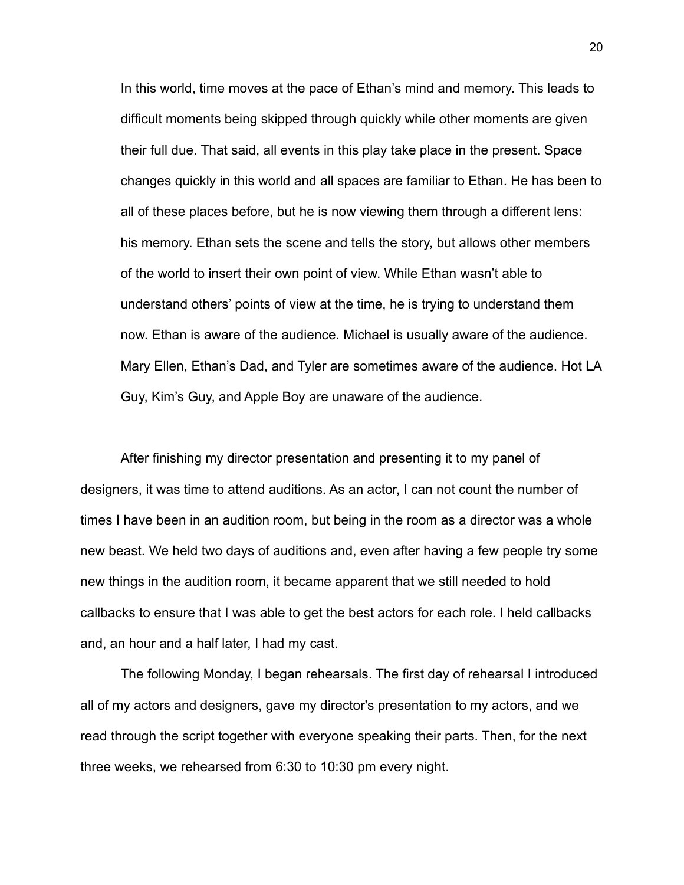> In this world, time moves at the pace of Ethan's mind and memory. This leads to difficult moments being skipped through quickly while other moments are given their full due. That said, all events in this play take place in the present. Space changes quickly in this world and all spaces are familiar to Ethan. He has been to all of these places before, but he is now viewing them through a different lens: his memory. Ethan sets the scene and tells the story, but allows other members of the world to insert their own point of view. While Ethan wasn't able to understand others' points of view at the time, he is trying to understand them now. Ethan is aware of the audience. Michael is usually aware of the audience. Mary Ellen, Ethan's Dad, and Tyler are sometimes aware of the audience. Hot LA Guy, Kim's Guy, and Apple Boy are unaware of the audience.

After finishing my director presentation and presenting it to my panel of designers, it was time to attend auditions. As an actor, I can not count the number of times I have been in an audition room, but being in the room as a director was a whole new beast. We held two days of auditions and, even after having a few people try some new things in the audition room, it became apparent that we still needed to hold callbacks to ensure that I was able to get the best actors for each role. I held callbacks and, an hour and a half later, I had my cast.

The following Monday, I began rehearsals. The first day of rehearsal I introduced all of my actors and designers, gave my director's presentation to my actors, and we read through the script together with everyone speaking their parts. Then, for the next three weeks, we rehearsed from 6:30 to 10:30 pm every night.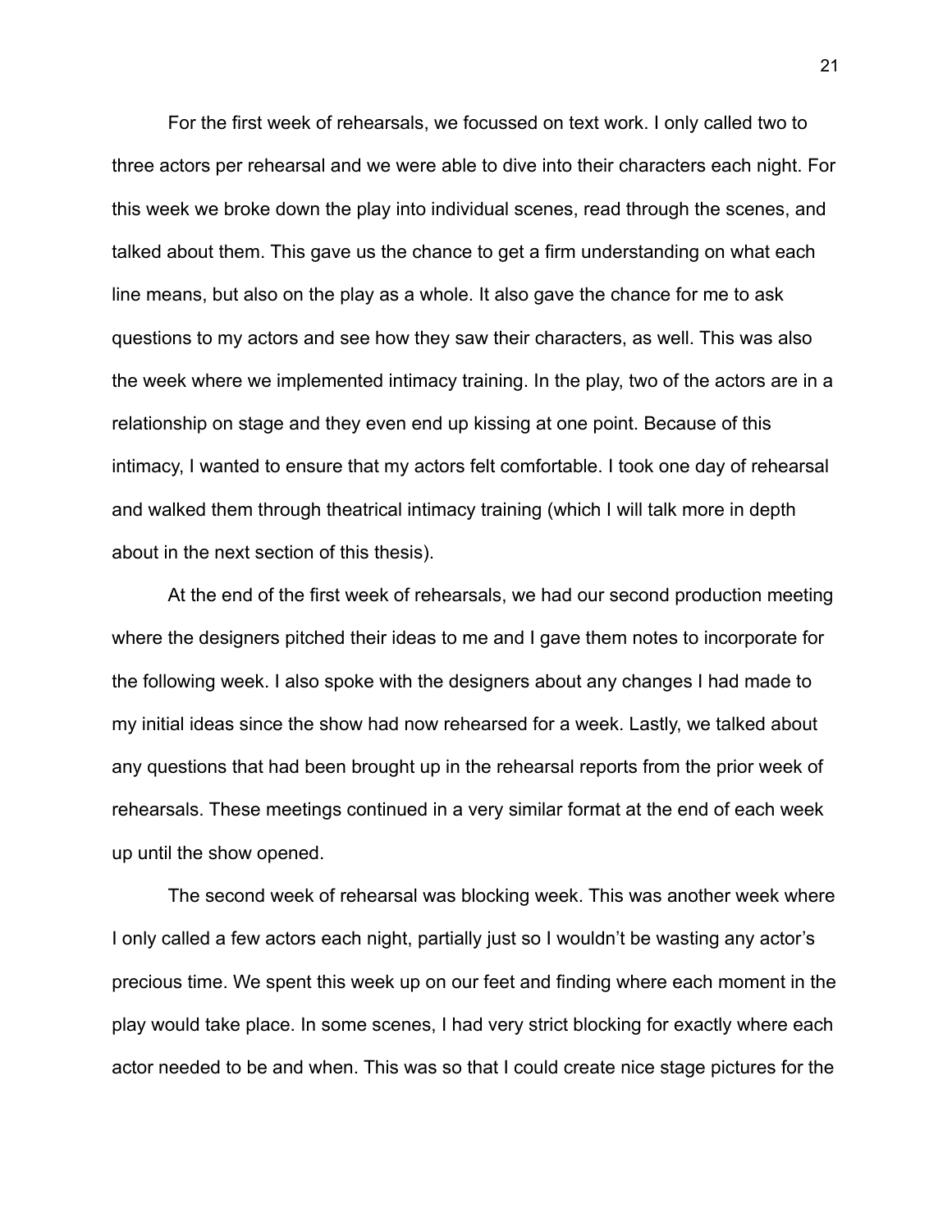For the first week of rehearsals, we focussed on text work. I only called two to three actors per rehearsal and we were able to dive into their characters each night. For this week we broke down the play into individual scenes, read through the scenes, and talked about them. This gave us the chance to get a firm understanding on what each line means, but also on the play as a whole. It also gave the chance for me to ask questions to my actors and see how they saw their characters, as well. This was also the week where we implemented intimacy training. In the play, two of the actors are in a relationship on stage and they even end up kissing at one point. Because of this intimacy, I wanted to ensure that my actors felt comfortable. I took one day of rehearsal and walked them through theatrical intimacy training (which I will talk more in depth about in the next section of this thesis).

At the end of the first week of rehearsals, we had our second production meeting where the designers pitched their ideas to me and I gave them notes to incorporate for the following week. I also spoke with the designers about any changes I had made to my initial ideas since the show had now rehearsed for a week. Lastly, we talked about any questions that had been brought up in the rehearsal reports from the prior week of rehearsals. These meetings continued in a very similar format at the end of each week up until the show opened.

The second week of rehearsal was blocking week. This was another week where I only called a few actors each night, partially just so I wouldn't be wasting any actor's precious time. We spent this week up on our feet and finding where each moment in the play would take place. In some scenes, I had very strict blocking for exactly where each actor needed to be and when. This was so that I could create nice stage pictures for the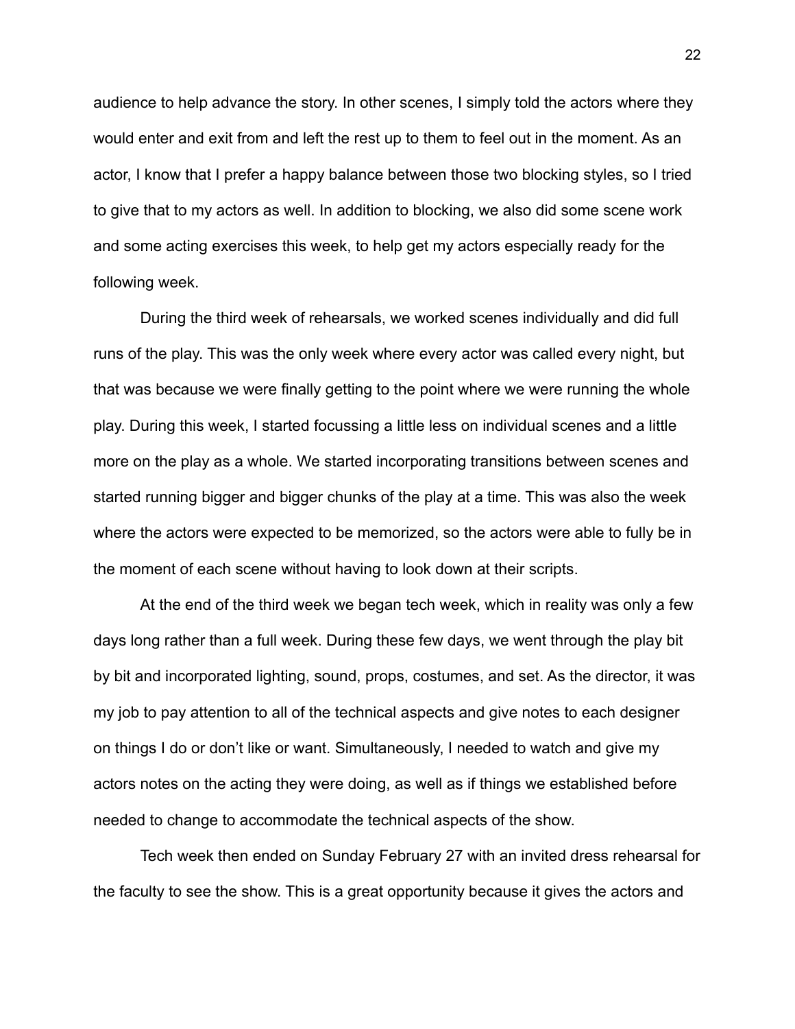audience to help advance the story. In other scenes, I simply told the actors where they would enter and exit from and left the rest up to them to feel out in the moment. As an actor, I know that I prefer a happy balance between those two blocking styles, so I tried to give that to my actors as well. In addition to blocking, we also did some scene work and some acting exercises this week, to help get my actors especially ready for the following week.

During the third week of rehearsals, we worked scenes individually and did full runs of the play. This was the only week where every actor was called every night, but that was because we were finally getting to the point where we were running the whole play. During this week, I started focussing a little less on individual scenes and a little more on the play as a whole. We started incorporating transitions between scenes and started running bigger and bigger chunks of the play at a time. This was also the week where the actors were expected to be memorized, so the actors were able to fully be in the moment of each scene without having to look down at their scripts.

At the end of the third week we began tech week, which in reality was only a few days long rather than a full week. During these few days, we went through the play bit by bit and incorporated lighting, sound, props, costumes, and set. As the director, it was my job to pay attention to all of the technical aspects and give notes to each designer on things I do or don't like or want. Simultaneously, I needed to watch and give my actors notes on the acting they were doing, as well as if things we established before needed to change to accommodate the technical aspects of the show.

Tech week then ended on Sunday February 27 with an invited dress rehearsal for the faculty to see the show. This is a great opportunity because it gives the actors and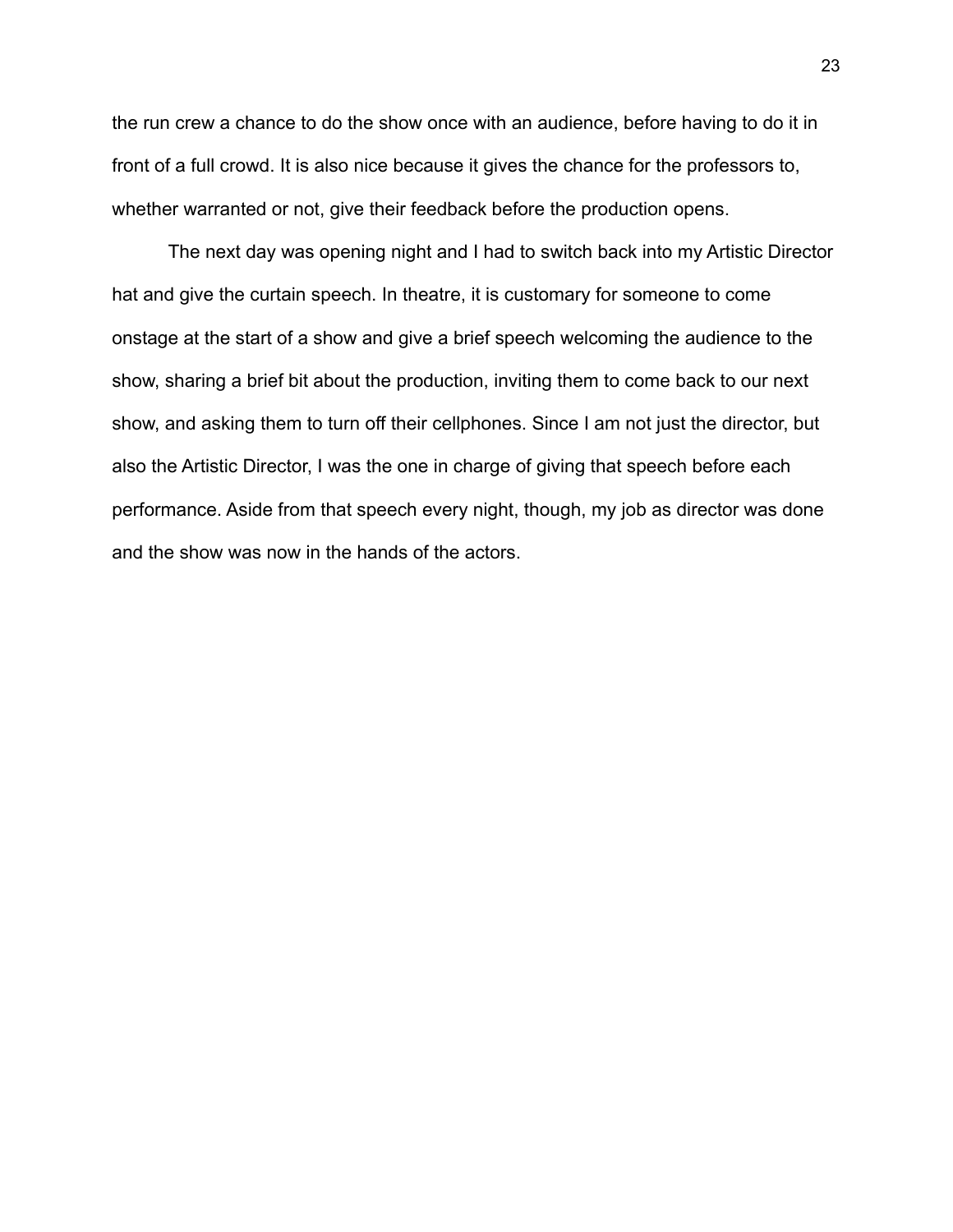the run crew a chance to do the show once with an audience, before having to do it in front of a full crowd. It is also nice because it gives the chance for the professors to, whether warranted or not, give their feedback before the production opens.

The next day was opening night and I had to switch back into my Artistic Director hat and give the curtain speech. In theatre, it is customary for someone to come onstage at the start of a show and give a brief speech welcoming the audience to the show, sharing a brief bit about the production, inviting them to come back to our next show, and asking them to turn off their cellphones. Since I am not just the director, but also the Artistic Director, I was the one in charge of giving that speech before each performance. Aside from that speech every night, though, my job as director was done and the show was now in the hands of the actors.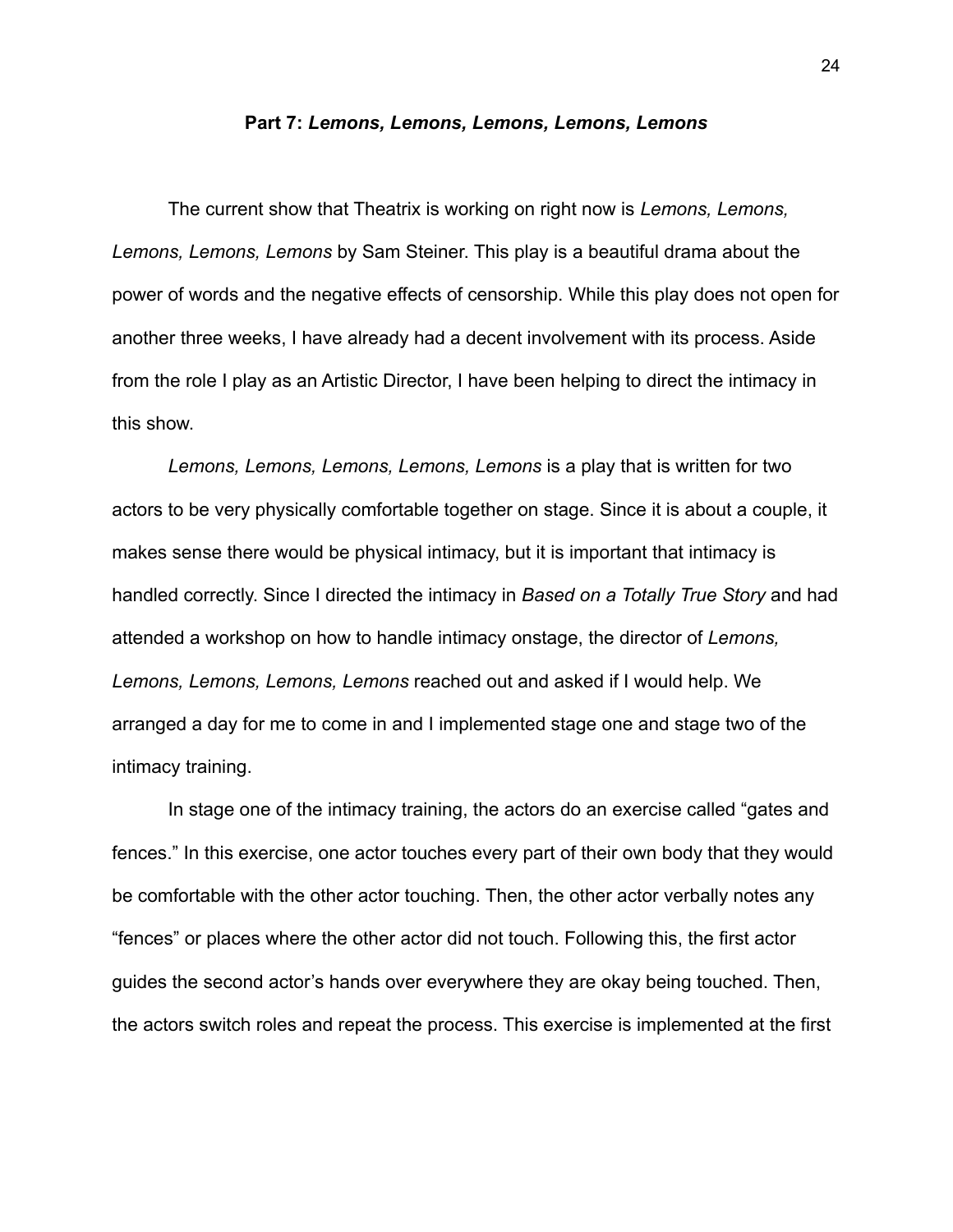## Part 7: *Lemons, Lemons, Lemons, Lemons, Lemons*

The current show that Theatrix is working on right now is *Lemons, Lemons, Lemons, Lemons, Lemons* by Sam Steiner. This play is a beautiful drama about the power of words and the negative effects of censorship. While this play does not open for another three weeks, I have already had a decent involvement with its process. Aside from the role I play as an Artistic Director, I have been helping to direct the intimacy in this show.

*Lemons, Lemons, Lemons, Lemons, Lemons* is a play that is written for two actors to be very physically comfortable together on stage. Since it is about a couple, it makes sense there would be physical intimacy, but it is important that intimacy is handled correctly. Since I directed the intimacy in *Based on a Totally True Story* and had attended a workshop on how to handle intimacy onstage, the director of *Lemons, Lemons, Lemons, Lemons, Lemons* reached out and asked if I would help. We arranged a day for me to come in and I implemented stage one and stage two of the intimacy training.

In stage one of the intimacy training, the actors do an exercise called "gates and fences." In this exercise, one actor touches every part of their own body that they would be comfortable with the other actor touching. Then, the other actor verbally notes any "fences" or places where the other actor did not touch. Following this, the first actor guides the second actor's hands over everywhere they are okay being touched. Then, the actors switch roles and repeat the process. This exercise is implemented at the first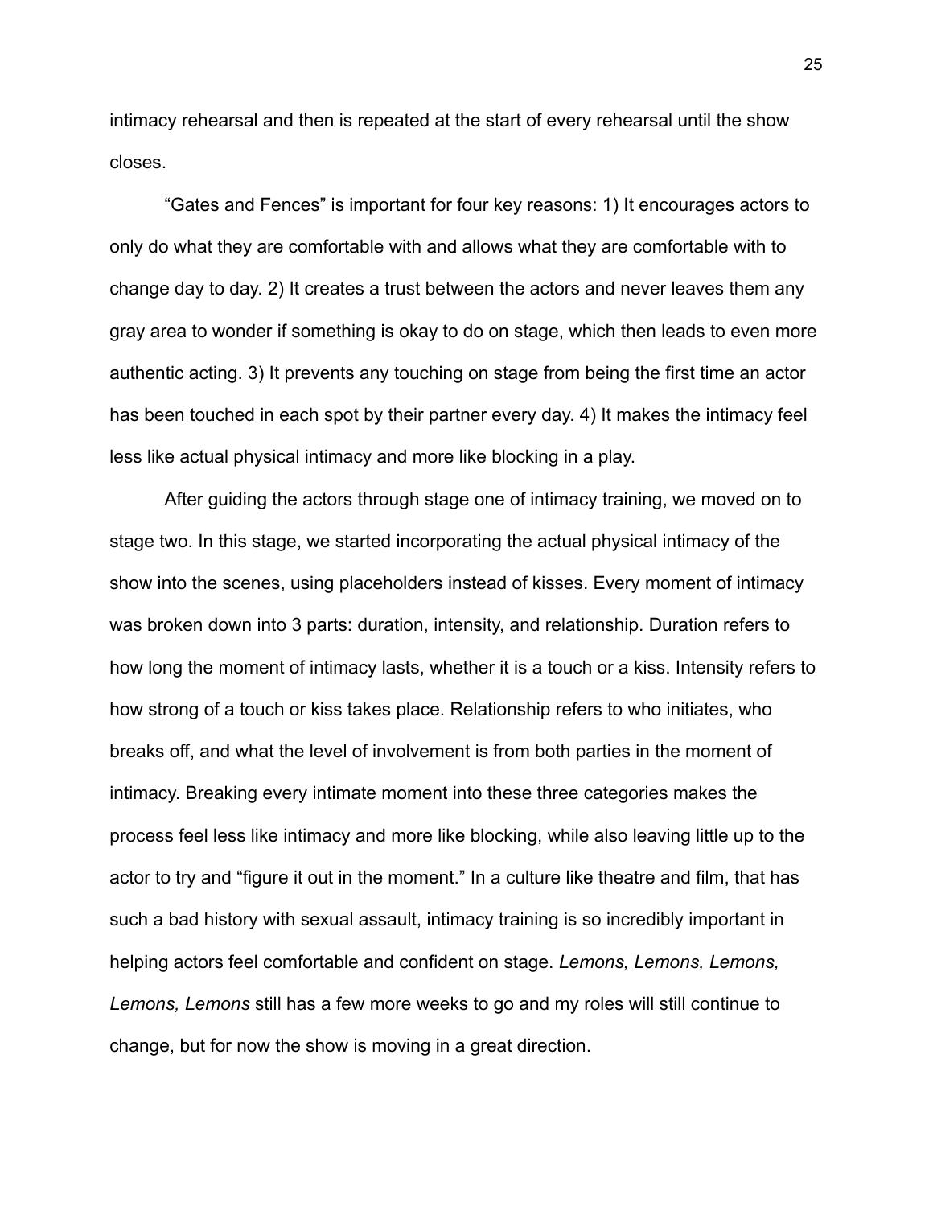intimacy rehearsal and then is repeated at the start of every rehearsal until the show closes.

"Gates and Fences" is important for four key reasons: 1) It encourages actors to only do what they are comfortable with and allows what they are comfortable with to change day to day. 2) It creates a trust between the actors and never leaves them any gray area to wonder if something is okay to do on stage, which then leads to even more authentic acting. 3) It prevents any touching on stage from being the first time an actor has been touched in each spot by their partner every day. 4) It makes the intimacy feel less like actual physical intimacy and more like blocking in a play.

After guiding the actors through stage one of intimacy training, we moved on to stage two. In this stage, we started incorporating the actual physical intimacy of the show into the scenes, using placeholders instead of kisses. Every moment of intimacy was broken down into 3 parts: duration, intensity, and relationship. Duration refers to how long the moment of intimacy lasts, whether it is a touch or a kiss. Intensity refers to how strong of a touch or kiss takes place. Relationship refers to who initiates, who breaks off, and what the level of involvement is from both parties in the moment of intimacy. Breaking every intimate moment into these three categories makes the process feel less like intimacy and more like blocking, while also leaving little up to the actor to try and "figure it out in the moment." In a culture like theatre and film, that has such a bad history with sexual assault, intimacy training is so incredibly important in helping actors feel comfortable and confident on stage. *Lemons, Lemons, Lemons, Lemons, Lemons* still has a few more weeks to go and my roles will still continue to change, but for now the show is moving in a great direction.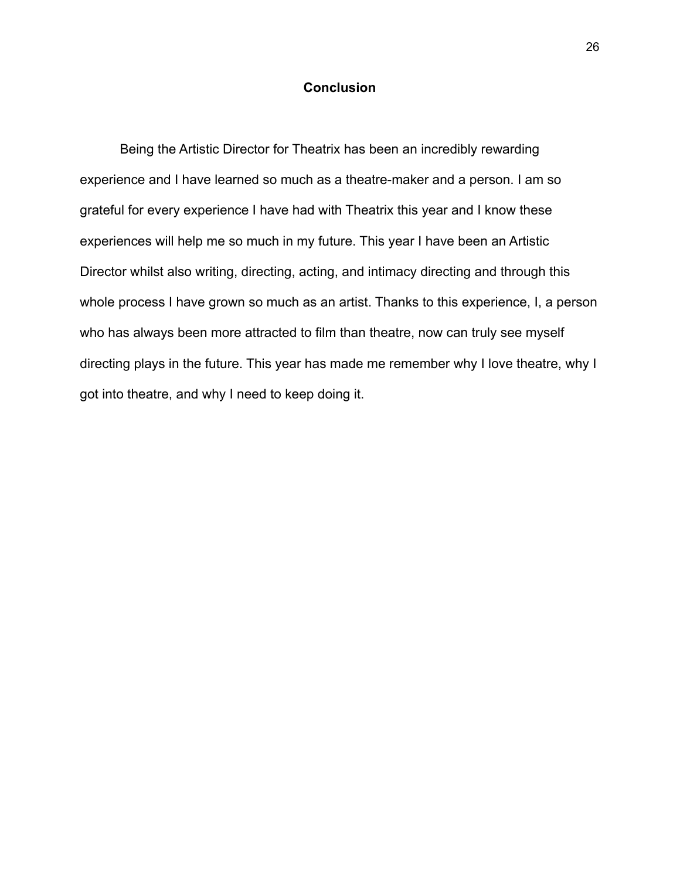## Conclusion

Being the Artistic Director for Theatrix has been an incredibly rewarding experience and I have learned so much as a theatre-maker and a person. I am so grateful for every experience I have had with Theatrix this year and I know these experiences will help me so much in my future. This year I have been an Artistic Director whilst also writing, directing, acting, and intimacy directing and through this whole process I have grown so much as an artist. Thanks to this experience, I, a person who has always been more attracted to film than theatre, now can truly see myself directing plays in the future. This year has made me remember why I love theatre, why I got into theatre, and why I need to keep doing it.